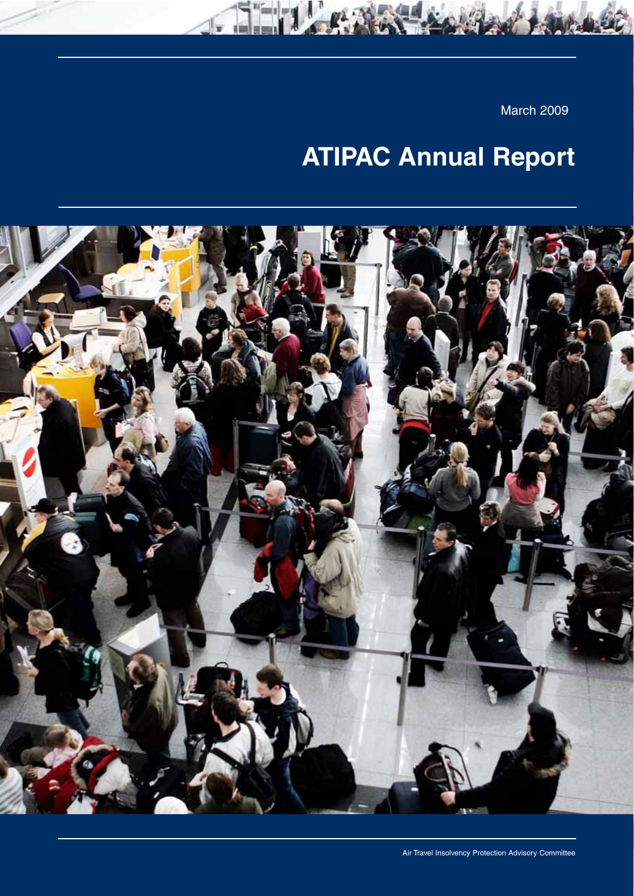March 2009

# ATIPAC Annual Report

Air Travel Insolvency Protection Advisory Committee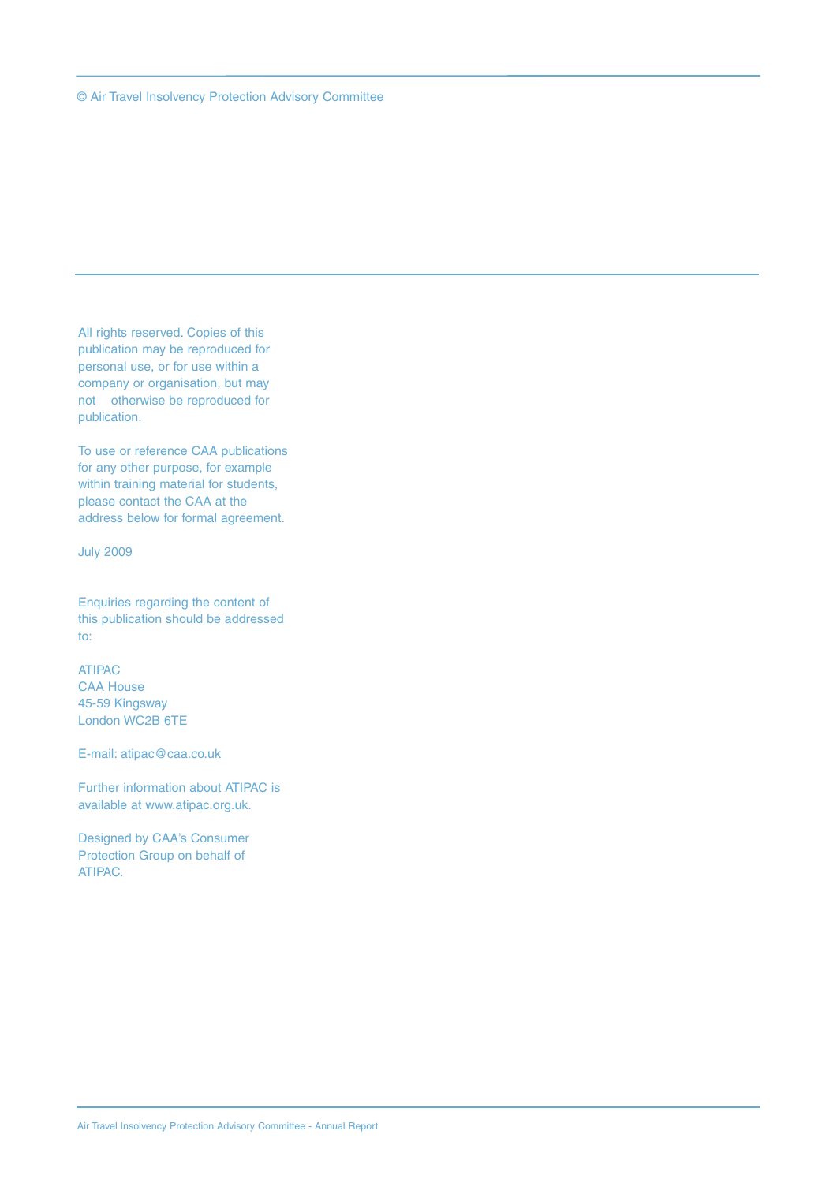© Air Travel Insolvency Protection Advisory Committee

All rights reserved. Copies of this publication may be reproduced for personal use, or for use within a company or organisation, but may not otherwise be reproduced for publication.

To use or reference CAA publications for any other purpose, for example within training material for students, please contact the CAA at the address below for formal agreement.

July 2009

Enquiries regarding the content of this publication should be addressed to:

ATIPAC
CAA House
45-59 Kingsway
London WC2B 6TE

E-mail: atipac@caa.co.uk

Further information about ATIPAC is available at www.atipac.org.uk.

Designed by CAA's Consumer Protection Group on behalf of ATIPAC.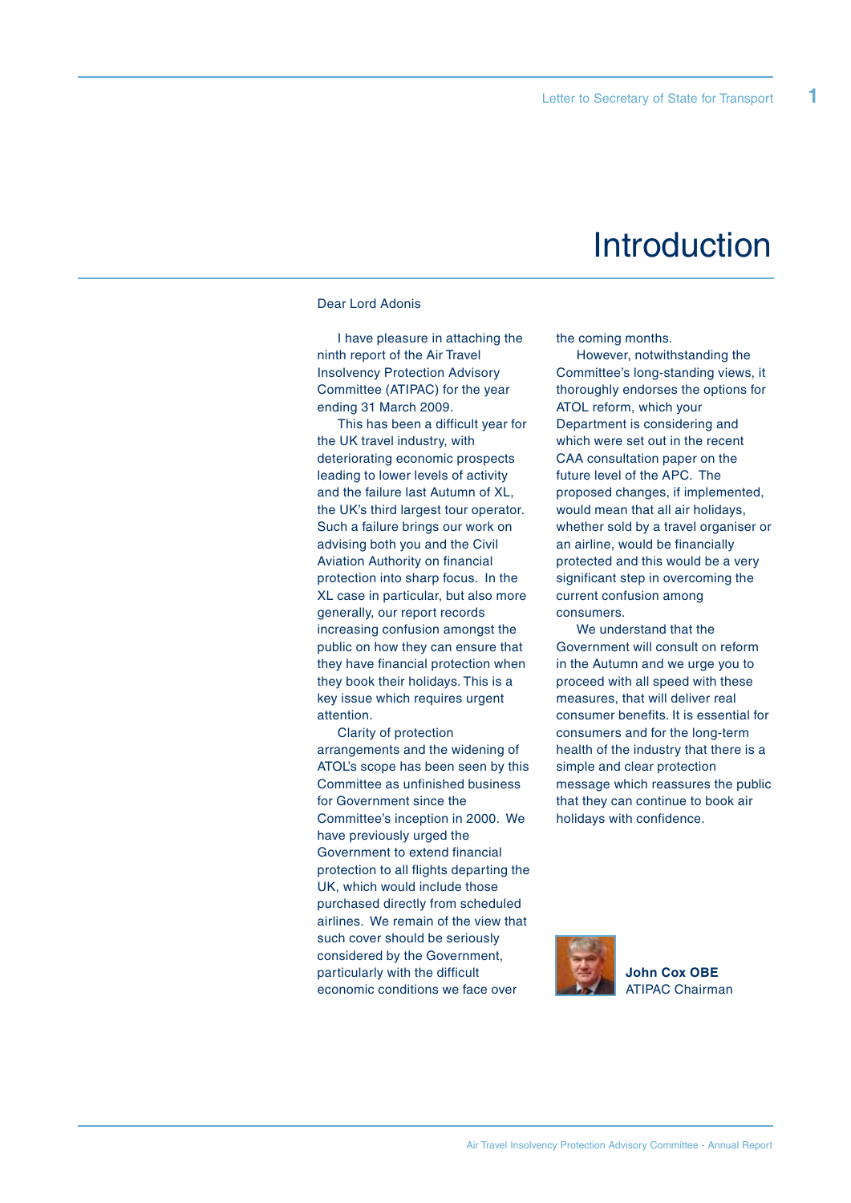# Introduction

Dear Lord Adonis

I have pleasure in attaching the ninth report of the Air Travel Insolvency Protection Advisory Committee (ATIPAC) for the year ending 31 March 2009.

This has been a difficult year for the UK travel industry, with deteriorating economic prospects leading to lower levels of activity and the failure last Autumn of XL, the UK's third largest tour operator. Such a failure brings our work on advising both you and the Civil Aviation Authority on financial protection into sharp focus. In the XL case in particular, but also more generally, our report records increasing confusion amongst the public on how they can ensure that they have financial protection when they book their holidays. This is a key issue which requires urgent attention.

Clarity of protection arrangements and the widening of ATOL's scope has been seen by this Committee as unfinished business for Government since the Committee's inception in 2000. We have previously urged the Government to extend financial protection to all flights departing the UK, which would include those purchased directly from scheduled airlines. We remain of the view that such cover should be seriously considered by the Government, particularly with the difficult economic conditions we face over the coming months.

However, notwithstanding the Committee's long-standing views, it thoroughly endorses the options for ATOL reform, which your Department is considering and which were set out in the recent CAA consultation paper on the future level of the APC. The proposed changes, if implemented, would mean that all air holidays, whether sold by a travel organiser or an airline, would be financially protected and this would be a very significant step in overcoming the current confusion among consumers.

We understand that the Government will consult on reform in the Autumn and we urge you to proceed with all speed with these measures, that will deliver real consumer benefits. It is essential for consumers and for the long-term health of the industry that there is a simple and clear protection message which reassures the public that they can continue to book air holidays with confidence.

**John Cox OBE**
ATIPAC Chairman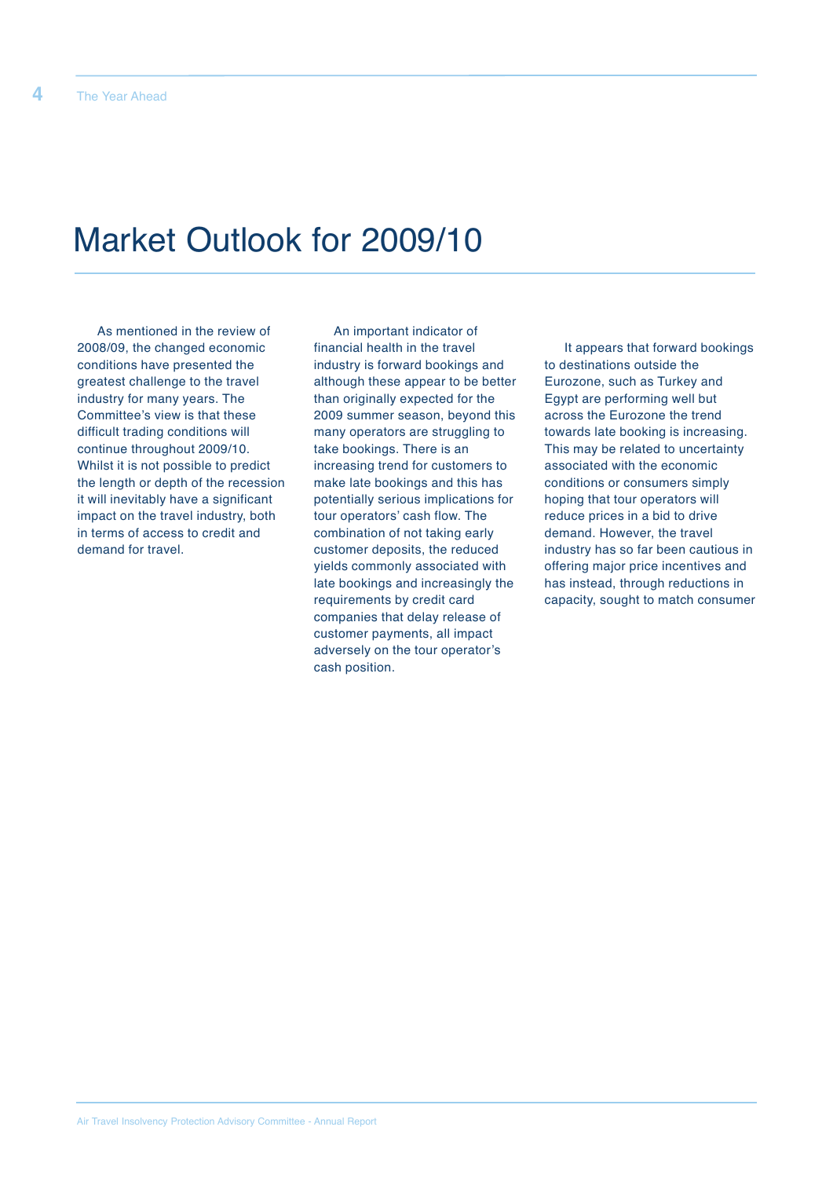# Market Outlook for 2009/10

As mentioned in the review of 2008/09, the changed economic conditions have presented the greatest challenge to the travel industry for many years. The Committee's view is that these difficult trading conditions will continue throughout 2009/10. Whilst it is not possible to predict the length or depth of the recession it will inevitably have a significant impact on the travel industry, both in terms of access to credit and demand for travel.

An important indicator of financial health in the travel industry is forward bookings and although these appear to be better than originally expected for the 2009 summer season, beyond this many operators are struggling to take bookings. There is an increasing trend for customers to make late bookings and this has potentially serious implications for tour operators' cash flow. The combination of not taking early customer deposits, the reduced yields commonly associated with late bookings and increasingly the requirements by credit card companies that delay release of customer payments, all impact adversely on the tour operator's cash position.

It appears that forward bookings to destinations outside the Eurozone, such as Turkey and Egypt are performing well but across the Eurozone the trend towards late booking is increasing. This may be related to uncertainty associated with the economic conditions or consumers simply hoping that tour operators will reduce prices in a bid to drive demand. However, the travel industry has so far been cautious in offering major price incentives and has instead, through reductions in capacity, sought to match consumer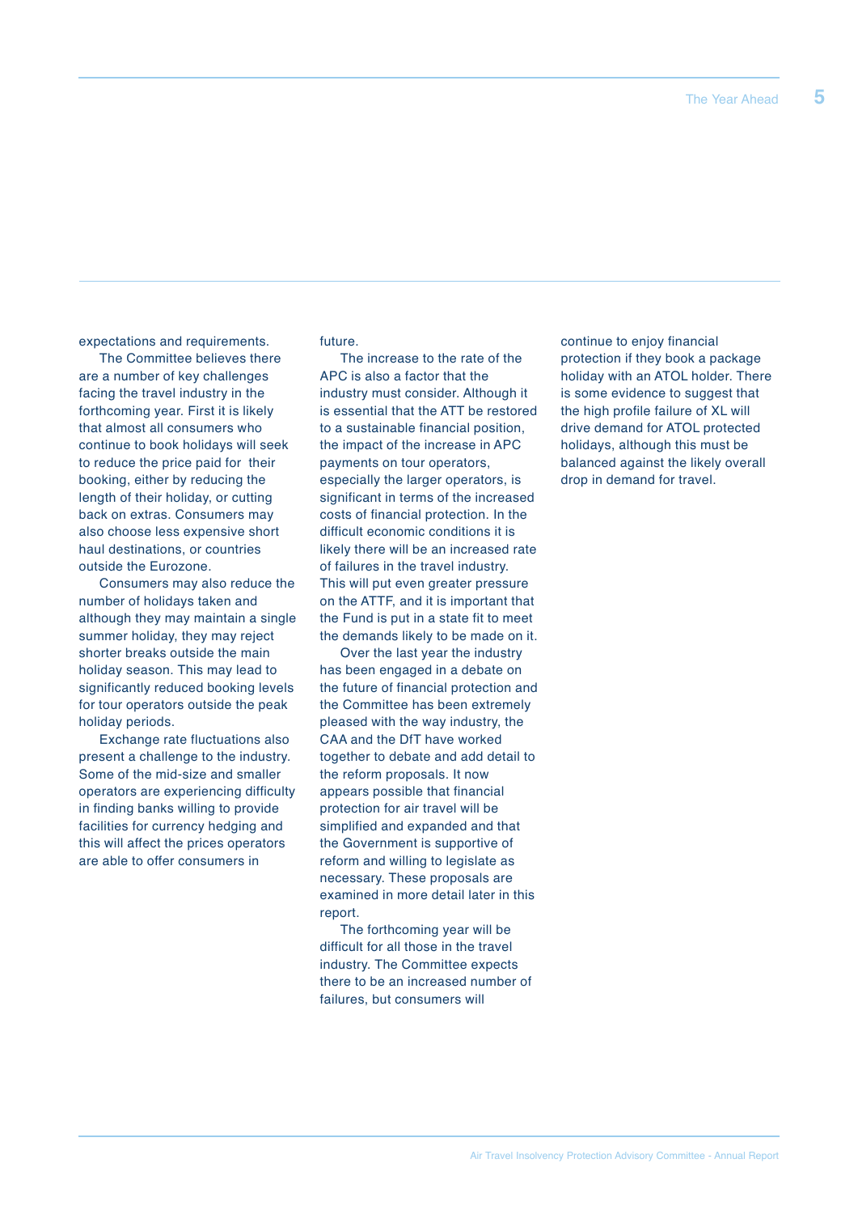expectations and requirements.

The Committee believes there are a number of key challenges facing the travel industry in the forthcoming year. First it is likely that almost all consumers who continue to book holidays will seek to reduce the price paid for their booking, either by reducing the length of their holiday, or cutting back on extras. Consumers may also choose less expensive short haul destinations, or countries outside the Eurozone.

Consumers may also reduce the number of holidays taken and although they may maintain a single summer holiday, they may reject shorter breaks outside the main holiday season. This may lead to significantly reduced booking levels for tour operators outside the peak holiday periods.

Exchange rate fluctuations also present a challenge to the industry. Some of the mid-size and smaller operators are experiencing difficulty in finding banks willing to provide facilities for currency hedging and this will affect the prices operators are able to offer consumers in future.

The increase to the rate of the APC is also a factor that the industry must consider. Although it is essential that the ATT be restored to a sustainable financial position, the impact of the increase in APC payments on tour operators, especially the larger operators, is significant in terms of the increased costs of financial protection. In the difficult economic conditions it is likely there will be an increased rate of failures in the travel industry. This will put even greater pressure on the ATTF, and it is important that the Fund is put in a state fit to meet the demands likely to be made on it.

Over the last year the industry has been engaged in a debate on the future of financial protection and the Committee has been extremely pleased with the way industry, the CAA and the DfT have worked together to debate and add detail to the reform proposals. It now appears possible that financial protection for air travel will be simplified and expanded and that the Government is supportive of reform and willing to legislate as necessary. These proposals are examined in more detail later in this report.

The forthcoming year will be difficult for all those in the travel industry. The Committee expects there to be an increased number of failures, but consumers will continue to enjoy financial protection if they book a package holiday with an ATOL holder. There is some evidence to suggest that the high profile failure of XL will drive demand for ATOL protected holidays, although this must be balanced against the likely overall drop in demand for travel.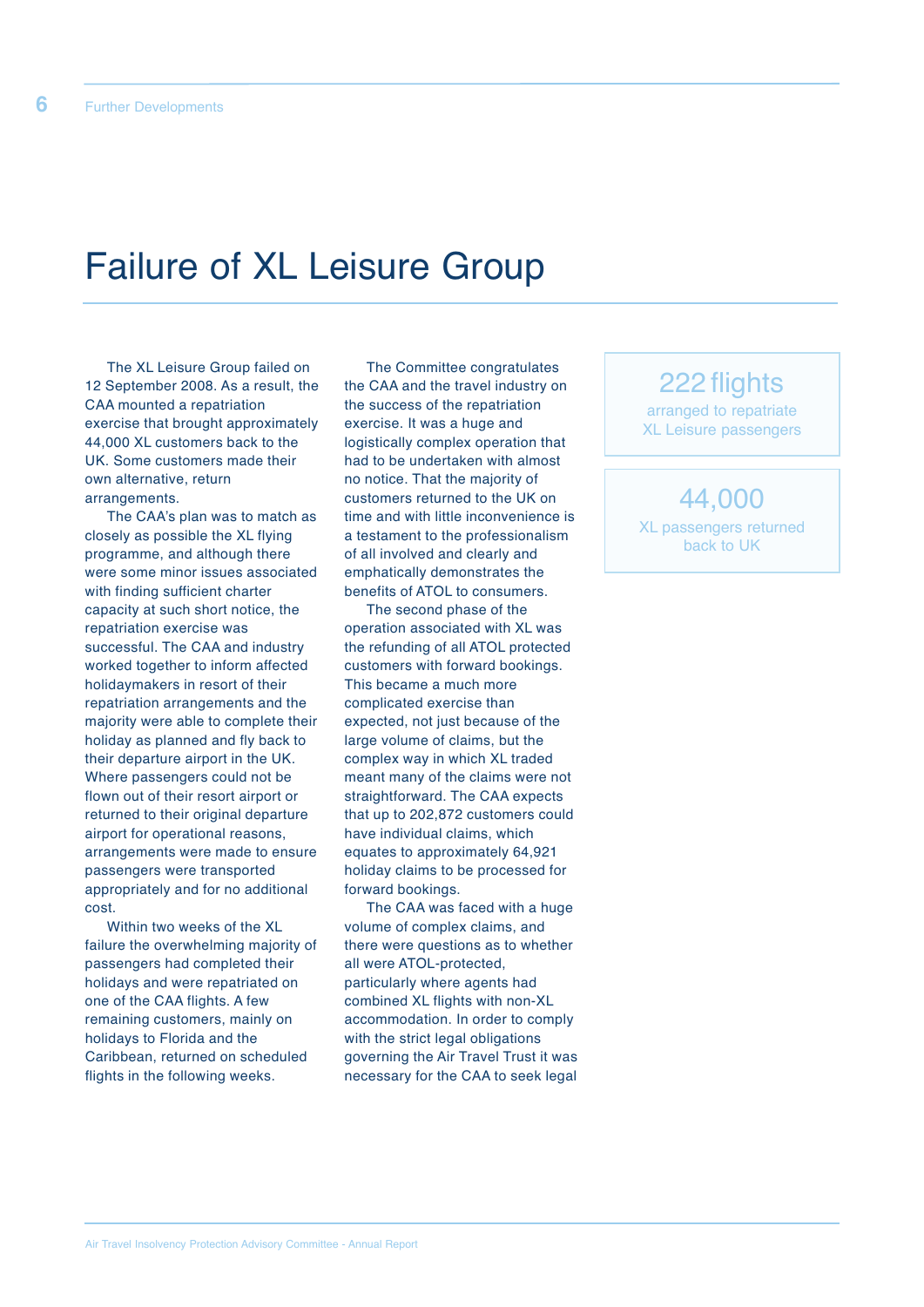# Failure of XL Leisure Group

The XL Leisure Group failed on 12 September 2008. As a result, the CAA mounted a repatriation exercise that brought approximately 44,000 XL customers back to the UK. Some customers made their own alternative, return arrangements.

The CAA's plan was to match as closely as possible the XL flying programme, and although there were some minor issues associated with finding sufficient charter capacity at such short notice, the repatriation exercise was successful. The CAA and industry worked together to inform affected holidaymakers in resort of their repatriation arrangements and the majority were able to complete their holiday as planned and fly back to their departure airport in the UK. Where passengers could not be flown out of their resort airport or returned to their original departure airport for operational reasons, arrangements were made to ensure passengers were transported appropriately and for no additional cost.

Within two weeks of the XL failure the overwhelming majority of passengers had completed their holidays and were repatriated on one of the CAA flights. A few remaining customers, mainly on holidays to Florida and the Caribbean, returned on scheduled flights in the following weeks.

The Committee congratulates the CAA and the travel industry on the success of the repatriation exercise. It was a huge and logistically complex operation that had to be undertaken with almost no notice. That the majority of customers returned to the UK on time and with little inconvenience is a testament to the professionalism of all involved and clearly and emphatically demonstrates the benefits of ATOL to consumers.

The second phase of the operation associated with XL was the refunding of all ATOL protected customers with forward bookings. This became a much more complicated exercise than expected, not just because of the large volume of claims, but the complex way in which XL traded meant many of the claims were not straightforward. The CAA expects that up to 202,872 customers could have individual claims, which equates to approximately 64,921 holiday claims to be processed for forward bookings.

The CAA was faced with a huge volume of complex claims, and there were questions as to whether all were ATOL-protected, particularly where agents had combined XL flights with non-XL accommodation. In order to comply with the strict legal obligations governing the Air Travel Trust it was necessary for the CAA to seek legal

**222 flights**
arranged to repatriate XL Leisure passengers

**44,000**
XL passengers returned back to UK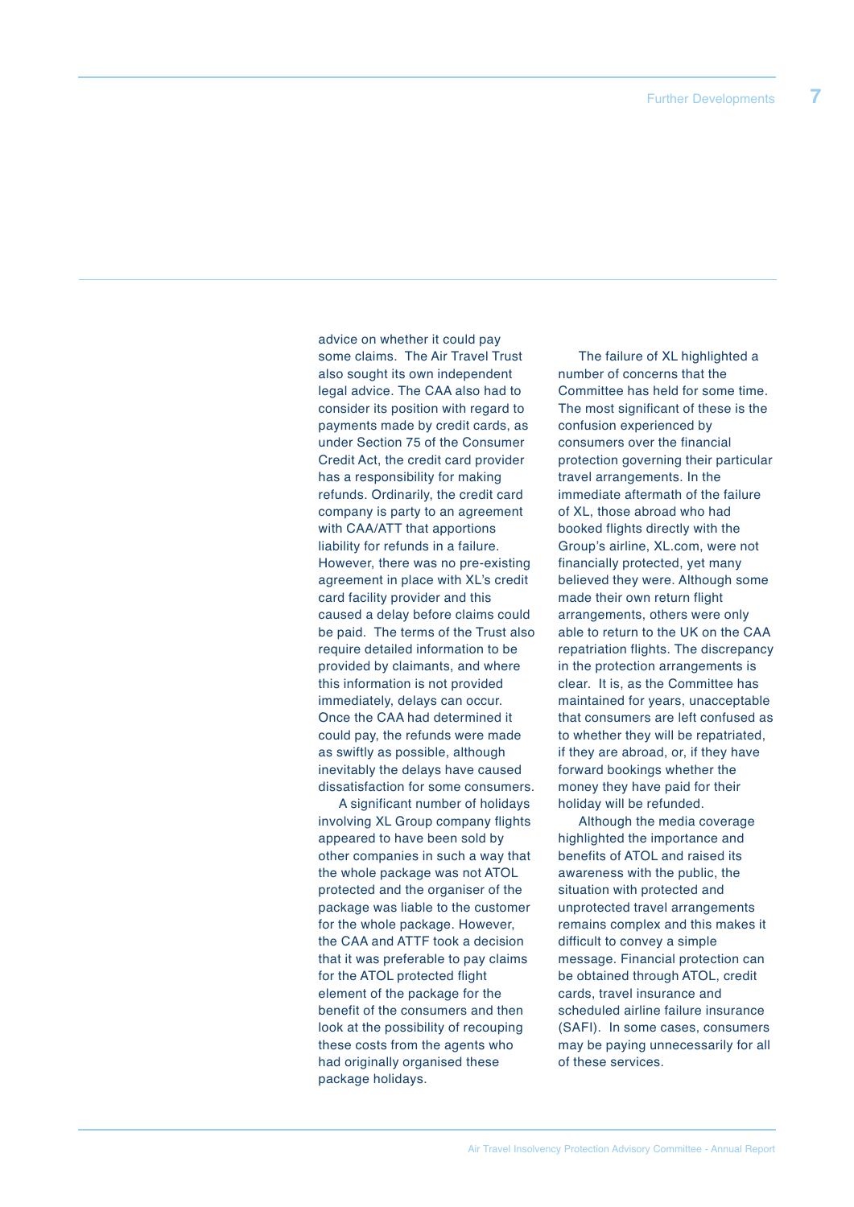advice on whether it could pay some claims. The Air Travel Trust also sought its own independent legal advice. The CAA also had to consider its position with regard to payments made by credit cards, as under Section 75 of the Consumer Credit Act, the credit card provider has a responsibility for making refunds. Ordinarily, the credit card company is party to an agreement with CAA/ATT that apportions liability for refunds in a failure. However, there was no pre-existing agreement in place with XL's credit card facility provider and this caused a delay before claims could be paid. The terms of the Trust also require detailed information to be provided by claimants, and where this information is not provided immediately, delays can occur. Once the CAA had determined it could pay, the refunds were made as swiftly as possible, although inevitably the delays have caused dissatisfaction for some consumers.

A significant number of holidays involving XL Group company flights appeared to have been sold by other companies in such a way that the whole package was not ATOL protected and the organiser of the package was liable to the customer for the whole package. However, the CAA and ATTF took a decision that it was preferable to pay claims for the ATOL protected flight element of the package for the benefit of the consumers and then look at the possibility of recouping these costs from the agents who had originally organised these package holidays.

The failure of XL highlighted a number of concerns that the Committee has held for some time. The most significant of these is the confusion experienced by consumers over the financial protection governing their particular travel arrangements. In the immediate aftermath of the failure of XL, those abroad who had booked flights directly with the Group's airline, XL.com, were not financially protected, yet many believed they were. Although some made their own return flight arrangements, others were only able to return to the UK on the CAA repatriation flights. The discrepancy in the protection arrangements is clear. It is, as the Committee has maintained for years, unacceptable that consumers are left confused as to whether they will be repatriated, if they are abroad, or, if they have forward bookings whether the money they have paid for their holiday will be refunded.

Although the media coverage highlighted the importance and benefits of ATOL and raised its awareness with the public, the situation with protected and unprotected travel arrangements remains complex and this makes it difficult to convey a simple message. Financial protection can be obtained through ATOL, credit cards, travel insurance and scheduled airline failure insurance (SAFI). In some cases, consumers may be paying unnecessarily for all of these services.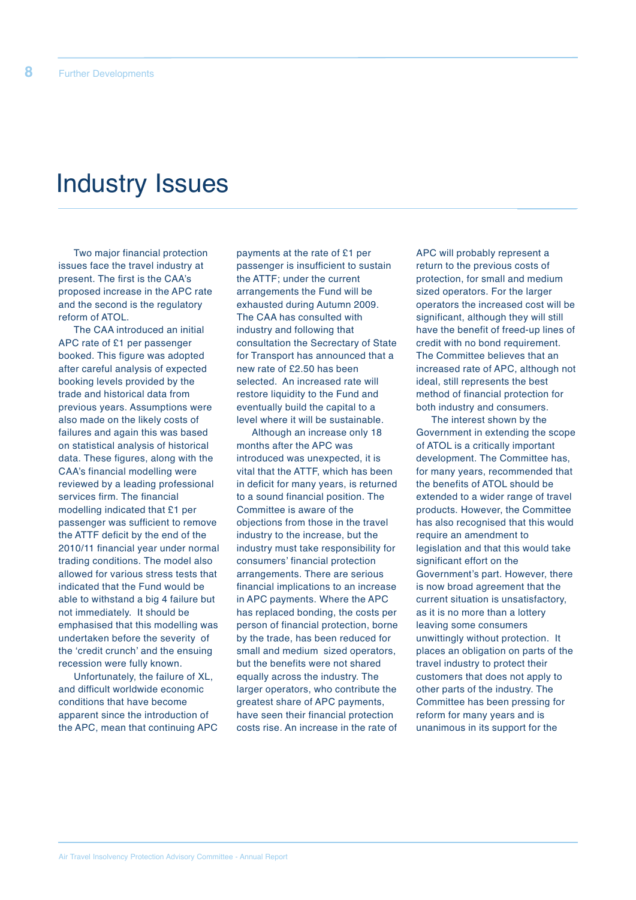# Industry Issues

Two major financial protection issues face the travel industry at present. The first is the CAA's proposed increase in the APC rate and the second is the regulatory reform of ATOL.

The CAA introduced an initial APC rate of £1 per passenger booked. This figure was adopted after careful analysis of expected booking levels provided by the trade and historical data from previous years. Assumptions were also made on the likely costs of failures and again this was based on statistical analysis of historical data. These figures, along with the CAA's financial modelling were reviewed by a leading professional services firm. The financial modelling indicated that £1 per passenger was sufficient to remove the ATTF deficit by the end of the 2010/11 financial year under normal trading conditions. The model also allowed for various stress tests that indicated that the Fund would be able to withstand a big 4 failure but not immediately. It should be emphasised that this modelling was undertaken before the severity of the 'credit crunch' and the ensuing recession were fully known.

Unfortunately, the failure of XL, and difficult worldwide economic conditions that have become apparent since the introduction of the APC, mean that continuing APC payments at the rate of £1 per passenger is insufficient to sustain the ATTF; under the current arrangements the Fund will be exhausted during Autumn 2009. The CAA has consulted with industry and following that consultation the Secretary of State for Transport has announced that a new rate of £2.50 has been selected. An increased rate will restore liquidity to the Fund and eventually build the capital to a level where it will be sustainable.

Although an increase only 18 months after the APC was introduced was unexpected, it is vital that the ATTF, which has been in deficit for many years, is returned to a sound financial position. The Committee is aware of the objections from those in the travel industry to the increase, but the industry must take responsibility for consumers' financial protection arrangements. There are serious financial implications to an increase in APC payments. Where the APC has replaced bonding, the costs per person of financial protection, borne by the trade, has been reduced for small and medium sized operators, but the benefits were not shared equally across the industry. The larger operators, who contribute the greatest share of APC payments, have seen their financial protection costs rise. An increase in the rate of APC will probably represent a return to the previous costs of protection, for small and medium sized operators. For the larger operators the increased cost will be significant, although they will still have the benefit of freed-up lines of credit with no bond requirement. The Committee believes that an increased rate of APC, although not ideal, still represents the best method of financial protection for both industry and consumers.

The interest shown by the Government in extending the scope of ATOL is a critically important development. The Committee has, for many years, recommended that the benefits of ATOL should be extended to a wider range of travel products. However, the Committee has also recognised that this would require an amendment to legislation and that this would take significant effort on the Government's part. However, there is now broad agreement that the current situation is unsatisfactory, as it is no more than a lottery leaving some consumers unwittingly without protection. It places an obligation on parts of the travel industry to protect their customers that does not apply to other parts of the industry. The Committee has been pressing for reform for many years and is unanimous in its support for the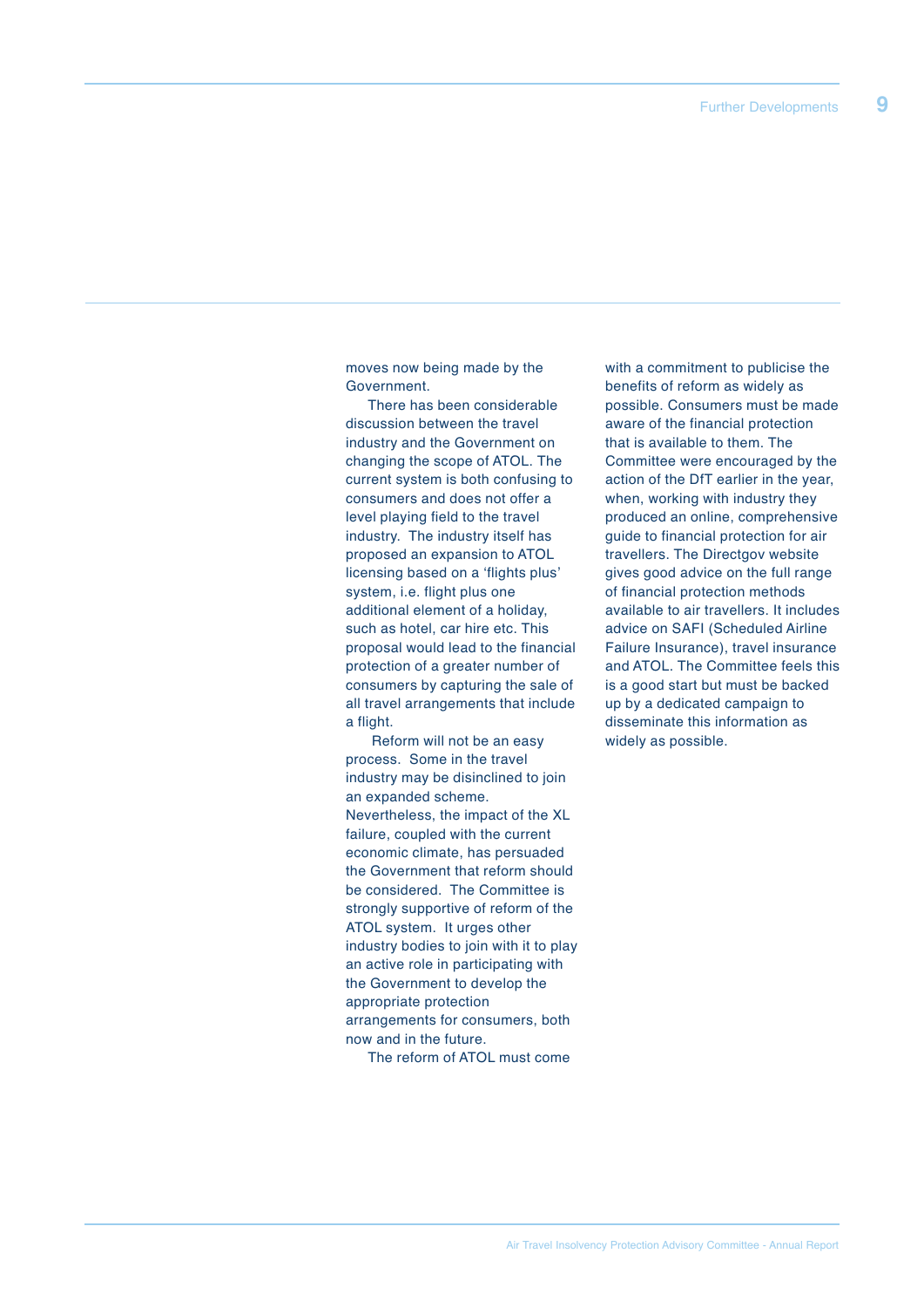moves now being made by the Government.

There has been considerable discussion between the travel industry and the Government on changing the scope of ATOL. The current system is both confusing to consumers and does not offer a level playing field to the travel industry. The industry itself has proposed an expansion to ATOL licensing based on a 'flights plus' system, i.e. flight plus one additional element of a holiday, such as hotel, car hire etc. This proposal would lead to the financial protection of a greater number of consumers by capturing the sale of all travel arrangements that include a flight.

Reform will not be an easy process. Some in the travel industry may be disinclined to join an expanded scheme. Nevertheless, the impact of the XL failure, coupled with the current economic climate, has persuaded the Government that reform should be considered. The Committee is strongly supportive of reform of the ATOL system. It urges other industry bodies to join with it to play an active role in participating with the Government to develop the appropriate protection arrangements for consumers, both now and in the future.

The reform of ATOL must come with a commitment to publicise the benefits of reform as widely as possible. Consumers must be made aware of the financial protection that is available to them. The Committee were encouraged by the action of the DfT earlier in the year, when, working with industry they produced an online, comprehensive guide to financial protection for air travellers. The Directgov website gives good advice on the full range of financial protection methods available to air travellers. It includes advice on SAFI (Scheduled Airline Failure Insurance), travel insurance and ATOL. The Committee feels this is a good start but must be backed up by a dedicated campaign to disseminate this information as widely as possible.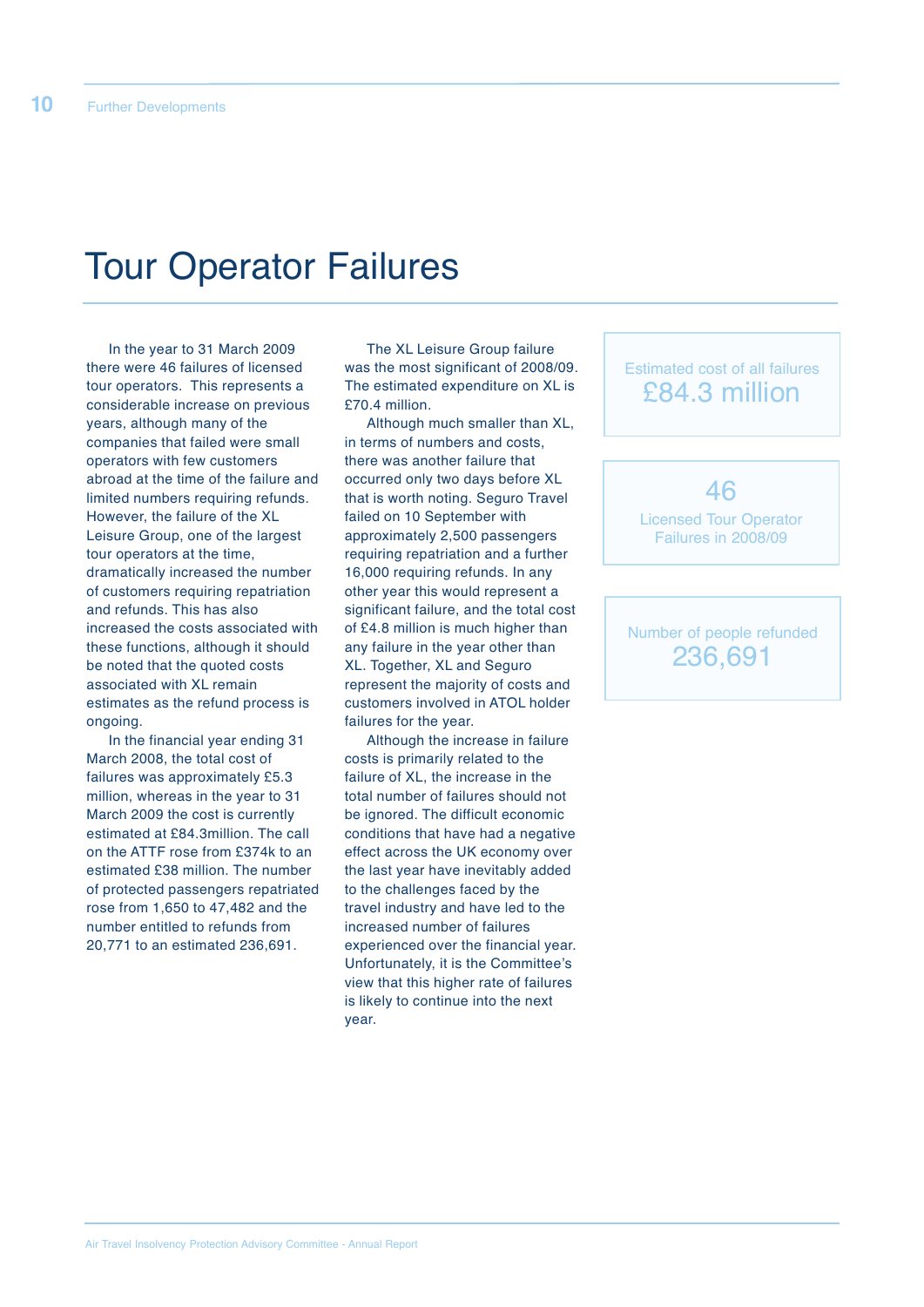# Tour Operator Failures

In the year to 31 March 2009 there were 46 failures of licensed tour operators. This represents a considerable increase on previous years, although many of the companies that failed were small operators with few customers abroad at the time of the failure and limited numbers requiring refunds. However, the failure of the XL Leisure Group, one of the largest tour operators at the time, dramatically increased the number of customers requiring repatriation and refunds. This has also increased the costs associated with these functions, although it should be noted that the quoted costs associated with XL remain estimates as the refund process is ongoing.

In the financial year ending 31 March 2008, the total cost of failures was approximately £5.3 million, whereas in the year to 31 March 2009 the cost is currently estimated at £84.3million. The call on the ATTF rose from £374k to an estimated £38 million. The number of protected passengers repatriated rose from 1,650 to 47,482 and the number entitled to refunds from 20,771 to an estimated 236,691.

The XL Leisure Group failure was the most significant of 2008/09. The estimated expenditure on XL is £70.4 million.

Although much smaller than XL, in terms of numbers and costs, there was another failure that occurred only two days before XL that is worth noting. Seguro Travel failed on 10 September with approximately 2,500 passengers requiring repatriation and a further 16,000 requiring refunds. In any other year this would represent a significant failure, and the total cost of £4.8 million is much higher than any failure in the year other than XL. Together, XL and Seguro represent the majority of costs and customers involved in ATOL holder failures for the year.

Although the increase in failure costs is primarily related to the failure of XL, the increase in the total number of failures should not be ignored. The difficult economic conditions that have had a negative effect across the UK economy over the last year have inevitably added to the challenges faced by the travel industry and have led to the increased number of failures experienced over the financial year. Unfortunately, it is the Committee's view that this higher rate of failures is likely to continue into the next year.

Estimated cost of all failures
**£84.3 million**

**46**
Licensed Tour Operator Failures in 2008/09

Number of people refunded
**236,691**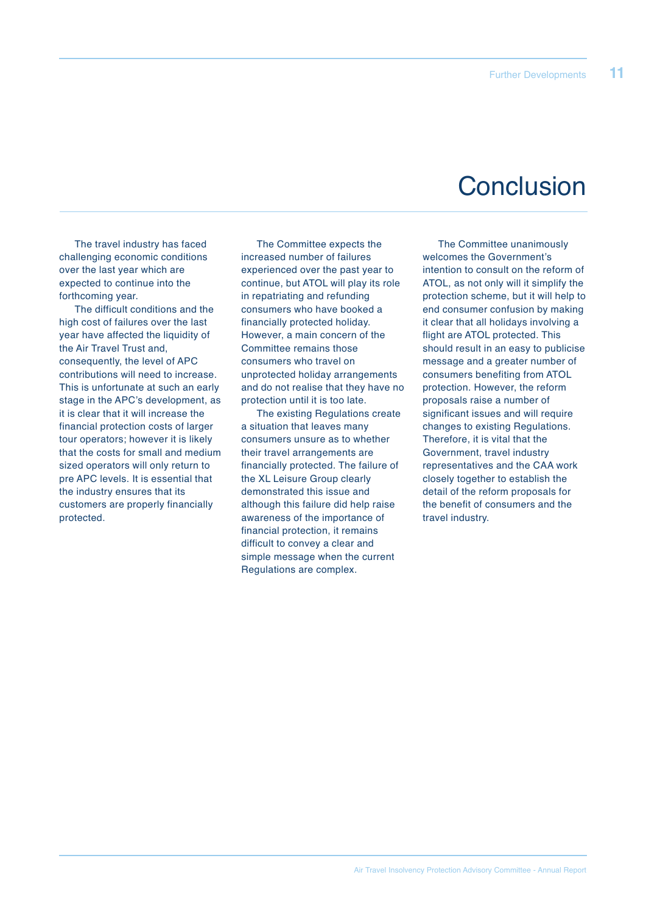# Conclusion

The travel industry has faced challenging economic conditions over the last year which are expected to continue into the forthcoming year.

The difficult conditions and the high cost of failures over the last year have affected the liquidity of the Air Travel Trust and, consequently, the level of APC contributions will need to increase. This is unfortunate at such an early stage in the APC's development, as it is clear that it will increase the financial protection costs of larger tour operators; however it is likely that the costs for small and medium sized operators will only return to pre APC levels. It is essential that the industry ensures that its customers are properly financially protected.

The Committee expects the increased number of failures experienced over the past year to continue, but ATOL will play its role in repatriating and refunding consumers who have booked a financially protected holiday. However, a main concern of the Committee remains those consumers who travel on unprotected holiday arrangements and do not realise that they have no protection until it is too late.

The existing Regulations create a situation that leaves many consumers unsure as to whether their travel arrangements are financially protected. The failure of the XL Leisure Group clearly demonstrated this issue and although this failure did help raise awareness of the importance of financial protection, it remains difficult to convey a clear and simple message when the current Regulations are complex.

The Committee unanimously welcomes the Government's intention to consult on the reform of ATOL, as not only will it simplify the protection scheme, but it will help to end consumer confusion by making it clear that all holidays involving a flight are ATOL protected. This should result in an easy to publicise message and a greater number of consumers benefiting from ATOL protection. However, the reform proposals raise a number of significant issues and will require changes to existing Regulations. Therefore, it is vital that the Government, travel industry representatives and the CAA work closely together to establish the detail of the reform proposals for the benefit of consumers and the travel industry.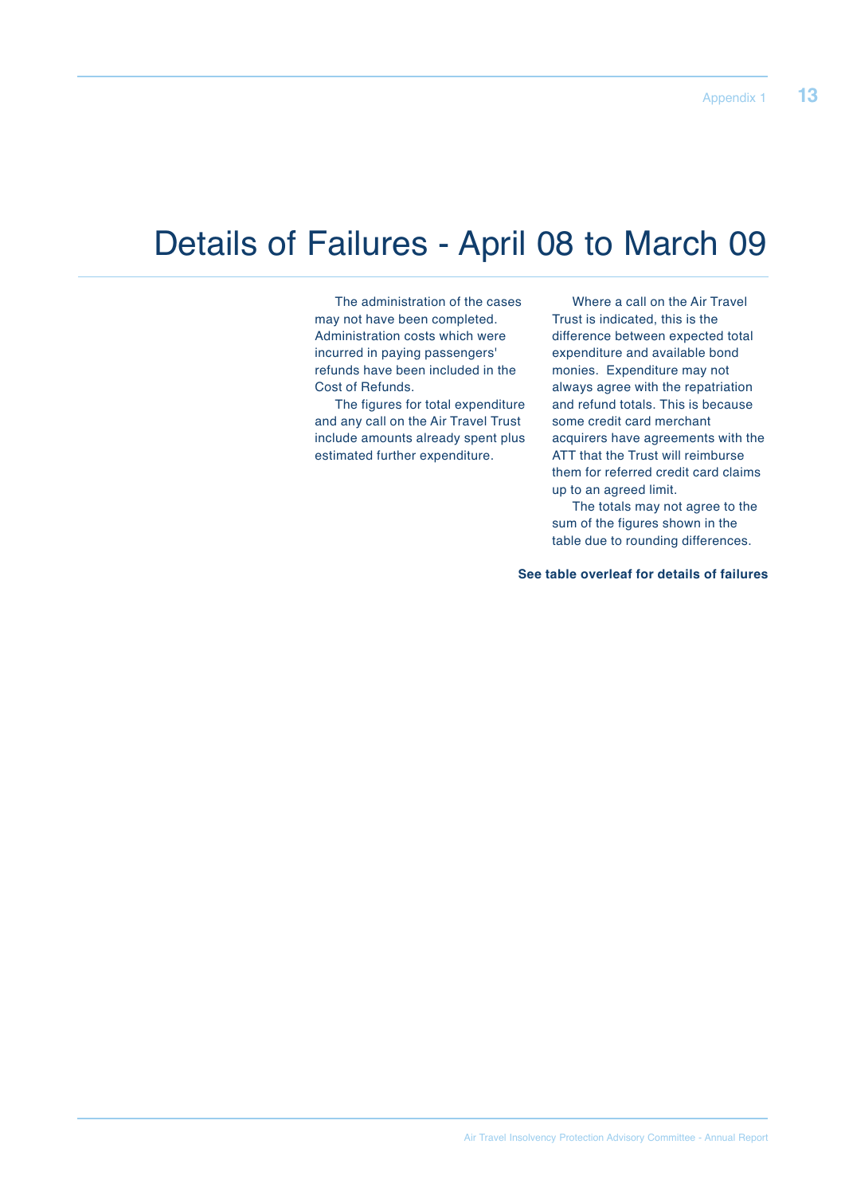# Details of Failures - April 08 to March 09

The administration of the cases may not have been completed. Administration costs which were incurred in paying passengers' refunds have been included in the Cost of Refunds.

The figures for total expenditure and any call on the Air Travel Trust include amounts already spent plus estimated further expenditure.

Where a call on the Air Travel Trust is indicated, this is the difference between expected total expenditure and available bond monies. Expenditure may not always agree with the repatriation and refund totals. This is because some credit card merchant acquirers have agreements with the ATT that the Trust will reimburse them for referred credit card claims up to an agreed limit.

The totals may not agree to the sum of the figures shown in the table due to rounding differences.

**See table overleaf for details of failures**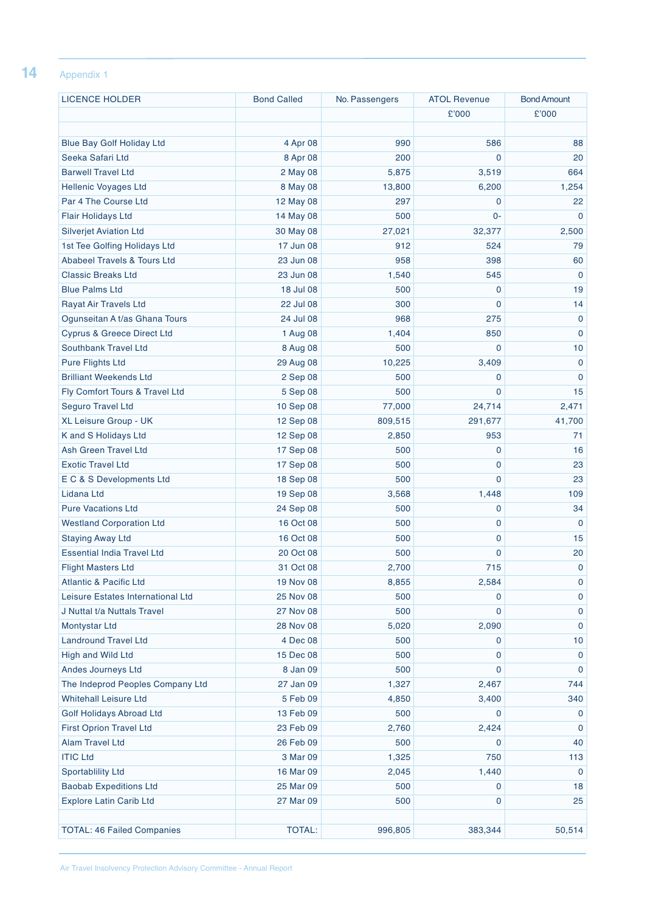Appendix 1

| LICENCE HOLDER | Bond Called | No. Passengers | ATOL Revenue | Bond Amount |
|---|---|---|---|---|
| | | | £'000 | £'000 |
| | | | | |
| Blue Bay Golf Holiday Ltd | 4 Apr 08 | 990 | 586 | 88 |
| Seeka Safari Ltd | 8 Apr 08 | 200 | 0 | 20 |
| Barwell Travel Ltd | 2 May 08 | 5,875 | 3,519 | 664 |
| Hellenic Voyages Ltd | 8 May 08 | 13,800 | 6,200 | 1,254 |
| Par 4 The Course Ltd | 12 May 08 | 297 | 0 | 22 |
| Flair Holidays Ltd | 14 May 08 | 500 | 0- | 0 |
| Silverjet Aviation Ltd | 30 May 08 | 27,021 | 32,377 | 2,500 |
| 1st Tee Golfing Holidays Ltd | 17 Jun 08 | 912 | 524 | 79 |
| Ababeel Travels & Tours Ltd | 23 Jun 08 | 958 | 398 | 60 |
| Classic Breaks Ltd | 23 Jun 08 | 1,540 | 545 | 0 |
| Blue Palms Ltd | 18 Jul 08 | 500 | 0 | 19 |
| Rayat Air Travels Ltd | 22 Jul 08 | 300 | 0 | 14 |
| Ogunseitan A t/as Ghana Tours | 24 Jul 08 | 968 | 275 | 0 |
| Cyprus & Greece Direct Ltd | 1 Aug 08 | 1,404 | 850 | 0 |
| Southbank Travel Ltd | 8 Aug 08 | 500 | 0 | 10 |
| Pure Flights Ltd | 29 Aug 08 | 10,225 | 3,409 | 0 |
| Brilliant Weekends Ltd | 2 Sep 08 | 500 | 0 | 0 |
| Fly Comfort Tours & Travel Ltd | 5 Sep 08 | 500 | 0 | 15 |
| Seguro Travel Ltd | 10 Sep 08 | 77,000 | 24,714 | 2,471 |
| XL Leisure Group - UK | 12 Sep 08 | 809,515 | 291,677 | 41,700 |
| K and S Holidays Ltd | 12 Sep 08 | 2,850 | 953 | 71 |
| Ash Green Travel Ltd | 17 Sep 08 | 500 | 0 | 16 |
| Exotic Travel Ltd | 17 Sep 08 | 500 | 0 | 23 |
| E C & S Developments Ltd | 18 Sep 08 | 500 | 0 | 23 |
| Lidana Ltd | 19 Sep 08 | 3,568 | 1,448 | 109 |
| Pure Vacations Ltd | 24 Sep 08 | 500 | 0 | 34 |
| Westland Corporation Ltd | 16 Oct 08 | 500 | 0 | 0 |
| Staying Away Ltd | 16 Oct 08 | 500 | 0 | 15 |
| Essential India Travel Ltd | 20 Oct 08 | 500 | 0 | 20 |
| Flight Masters Ltd | 31 Oct 08 | 2,700 | 715 | 0 |
| Atlantic & Pacific Ltd | 19 Nov 08 | 8,855 | 2,584 | 0 |
| Leisure Estates International Ltd | 25 Nov 08 | 500 | 0 | 0 |
| J Nuttal t/a Nuttals Travel | 27 Nov 08 | 500 | 0 | 0 |
| Montystar Ltd | 28 Nov 08 | 5,020 | 2,090 | 0 |
| Landround Travel Ltd | 4 Dec 08 | 500 | 0 | 10 |
| High and Wild Ltd | 15 Dec 08 | 500 | 0 | 0 |
| Andes Journeys Ltd | 8 Jan 09 | 500 | 0 | 0 |
| The Indeprod Peoples Company Ltd | 27 Jan 09 | 1,327 | 2,467 | 744 |
| Whitehall Leisure Ltd | 5 Feb 09 | 4,850 | 3,400 | 340 |
| Golf Holidays Abroad Ltd | 13 Feb 09 | 500 | 0 | 0 |
| First Oprion Travel Ltd | 23 Feb 09 | 2,760 | 2,424 | 0 |
| Alam Travel Ltd | 26 Feb 09 | 500 | 0 | 40 |
| ITIC Ltd | 3 Mar 09 | 1,325 | 750 | 113 |
| Sportablility Ltd | 16 Mar 09 | 2,045 | 1,440 | 0 |
| Baobab Expeditions Ltd | 25 Mar 09 | 500 | 0 | 18 |
| Explore Latin Carib Ltd | 27 Mar 09 | 500 | 0 | 25 |
| | | | | |
| TOTAL: 46 Failed Companies | TOTAL: | 996,805 | 383,344 | 50,514 |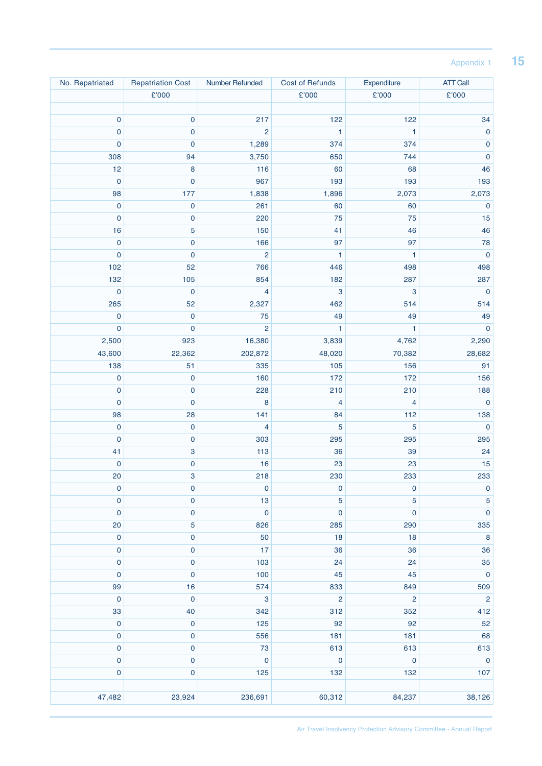| No. Repatriated | Repatriation Cost | Number Refunded | Cost of Refunds | Expenditure | ATT Call |
|---|---|---|---|---|---|
| | £'000 | | £'000 | £'000 | £'000 |
| | | | | | |
| 0 | 0 | 217 | 122 | 122 | 34 |
| 0 | 0 | 2 | 1 | 1 | 0 |
| 0 | 0 | 1,289 | 374 | 374 | 0 |
| 308 | 94 | 3,750 | 650 | 744 | 0 |
| 12 | 8 | 116 | 60 | 68 | 46 |
| 0 | 0 | 967 | 193 | 193 | 193 |
| 98 | 177 | 1,838 | 1,896 | 2,073 | 2,073 |
| 0 | 0 | 261 | 60 | 60 | 0 |
| 0 | 0 | 220 | 75 | 75 | 15 |
| 16 | 5 | 150 | 41 | 46 | 46 |
| 0 | 0 | 166 | 97 | 97 | 78 |
| 0 | 0 | 2 | 1 | 1 | 0 |
| 102 | 52 | 766 | 446 | 498 | 498 |
| 132 | 105 | 854 | 182 | 287 | 287 |
| 0 | 0 | 4 | 3 | 3 | 0 |
| 265 | 52 | 2,327 | 462 | 514 | 514 |
| 0 | 0 | 75 | 49 | 49 | 49 |
| 0 | 0 | 2 | 1 | 1 | 0 |
| 2,500 | 923 | 16,380 | 3,839 | 4,762 | 2,290 |
| 43,600 | 22,362 | 202,872 | 48,020 | 70,382 | 28,682 |
| 138 | 51 | 335 | 105 | 156 | 91 |
| 0 | 0 | 160 | 172 | 172 | 156 |
| 0 | 0 | 228 | 210 | 210 | 188 |
| 0 | 0 | 8 | 4 | 4 | 0 |
| 98 | 28 | 141 | 84 | 112 | 138 |
| 0 | 0 | 4 | 5 | 5 | 0 |
| 0 | 0 | 303 | 295 | 295 | 295 |
| 41 | 3 | 113 | 36 | 39 | 24 |
| 0 | 0 | 16 | 23 | 23 | 15 |
| 20 | 3 | 218 | 230 | 233 | 233 |
| 0 | 0 | 0 | 0 | 0 | 0 |
| 0 | 0 | 13 | 5 | 5 | 5 |
| 0 | 0 | 0 | 0 | 0 | 0 |
| 20 | 5 | 826 | 285 | 290 | 335 |
| 0 | 0 | 50 | 18 | 18 | 8 |
| 0 | 0 | 17 | 36 | 36 | 36 |
| 0 | 0 | 103 | 24 | 24 | 35 |
| 0 | 0 | 100 | 45 | 45 | 0 |
| 99 | 16 | 574 | 833 | 849 | 509 |
| 0 | 0 | 3 | 2 | 2 | 2 |
| 33 | 40 | 342 | 312 | 352 | 412 |
| 0 | 0 | 125 | 92 | 92 | 52 |
| 0 | 0 | 556 | 181 | 181 | 68 |
| 0 | 0 | 73 | 613 | 613 | 613 |
| 0 | 0 | 0 | 0 | 0 | 0 |
| 0 | 0 | 125 | 132 | 132 | 107 |
| | | | | | |
| 47,482 | 23,924 | 236,691 | 60,312 | 84,237 | 38,126 |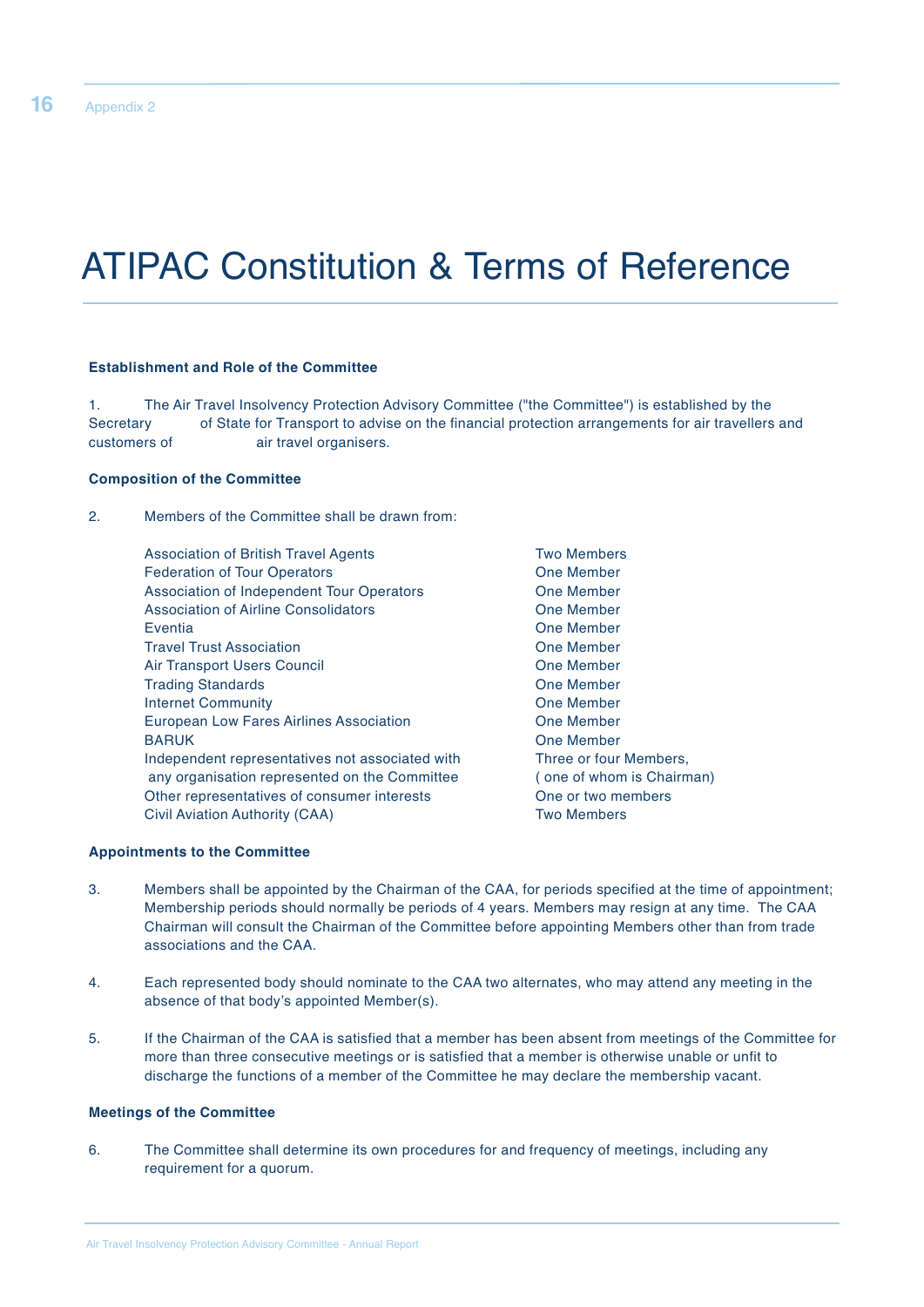# ATIPAC Constitution & Terms of Reference

**Establishment and Role of the Committee**

1. The Air Travel Insolvency Protection Advisory Committee ("the Committee") is established by the Secretary of State for Transport to advise on the financial protection arrangements for air travellers and customers of air travel organisers.

**Composition of the Committee**

2. Members of the Committee shall be drawn from:

| | |
|---|---|
| Association of British Travel Agents | Two Members |
| Federation of Tour Operators | One Member |
| Association of Independent Tour Operators | One Member |
| Association of Airline Consolidators | One Member |
| Eventia | One Member |
| Travel Trust Association | One Member |
| Air Transport Users Council | One Member |
| Trading Standards | One Member |
| Internet Community | One Member |
| European Low Fares Airlines Association | One Member |
| BARUK | One Member |
| Independent representatives not associated with any organisation represented on the Committee | Three or four Members, ( one of whom is Chairman) |
| Other representatives of consumer interests | One or two members |
| Civil Aviation Authority (CAA) | Two Members |

**Appointments to the Committee**

3. Members shall be appointed by the Chairman of the CAA, for periods specified at the time of appointment; Membership periods should normally be periods of 4 years. Members may resign at any time. The CAA Chairman will consult the Chairman of the Committee before appointing Members other than from trade associations and the CAA.

4. Each represented body should nominate to the CAA two alternates, who may attend any meeting in the absence of that body's appointed Member(s).

5. If the Chairman of the CAA is satisfied that a member has been absent from meetings of the Committee for more than three consecutive meetings or is satisfied that a member is otherwise unable or unfit to discharge the functions of a member of the Committee he may declare the membership vacant.

**Meetings of the Committee**

6. The Committee shall determine its own procedures for and frequency of meetings, including any requirement for a quorum.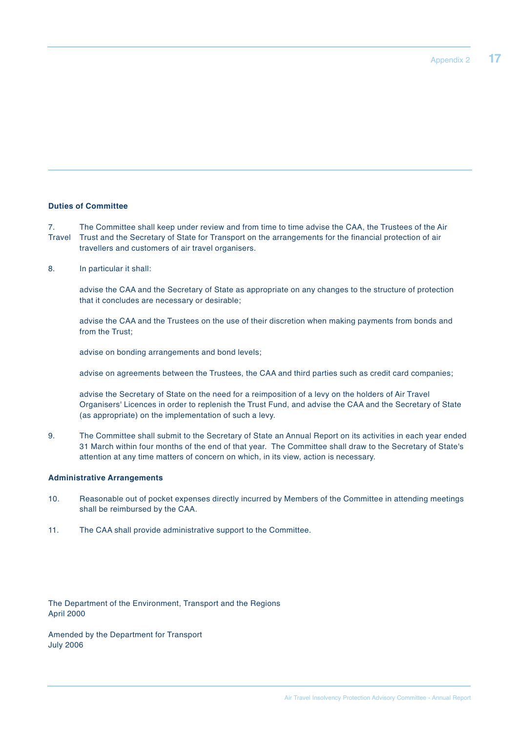**Duties of Committee**

7. The Committee shall keep under review and from time to time advise the CAA, the Trustees of the Air Travel Trust and the Secretary of State for Transport on the arrangements for the financial protection of air travellers and customers of air travel organisers.

8. In particular it shall:

   advise the CAA and the Secretary of State as appropriate on any changes to the structure of protection that it concludes are necessary or desirable;

   advise the CAA and the Trustees on the use of their discretion when making payments from bonds and from the Trust;

   advise on bonding arrangements and bond levels;

   advise on agreements between the Trustees, the CAA and third parties such as credit card companies;

   advise the Secretary of State on the need for a reimposition of a levy on the holders of Air Travel Organisers' Licences in order to replenish the Trust Fund, and advise the CAA and the Secretary of State (as appropriate) on the implementation of such a levy.

9. The Committee shall submit to the Secretary of State an Annual Report on its activities in each year ended 31 March within four months of the end of that year. The Committee shall draw to the Secretary of State's attention at any time matters of concern on which, in its view, action is necessary.

**Administrative Arrangements**

10. Reasonable out of pocket expenses directly incurred by Members of the Committee in attending meetings shall be reimbursed by the CAA.

11. The CAA shall provide administrative support to the Committee.

The Department of the Environment, Transport and the Regions
April 2000

Amended by the Department for Transport
July 2006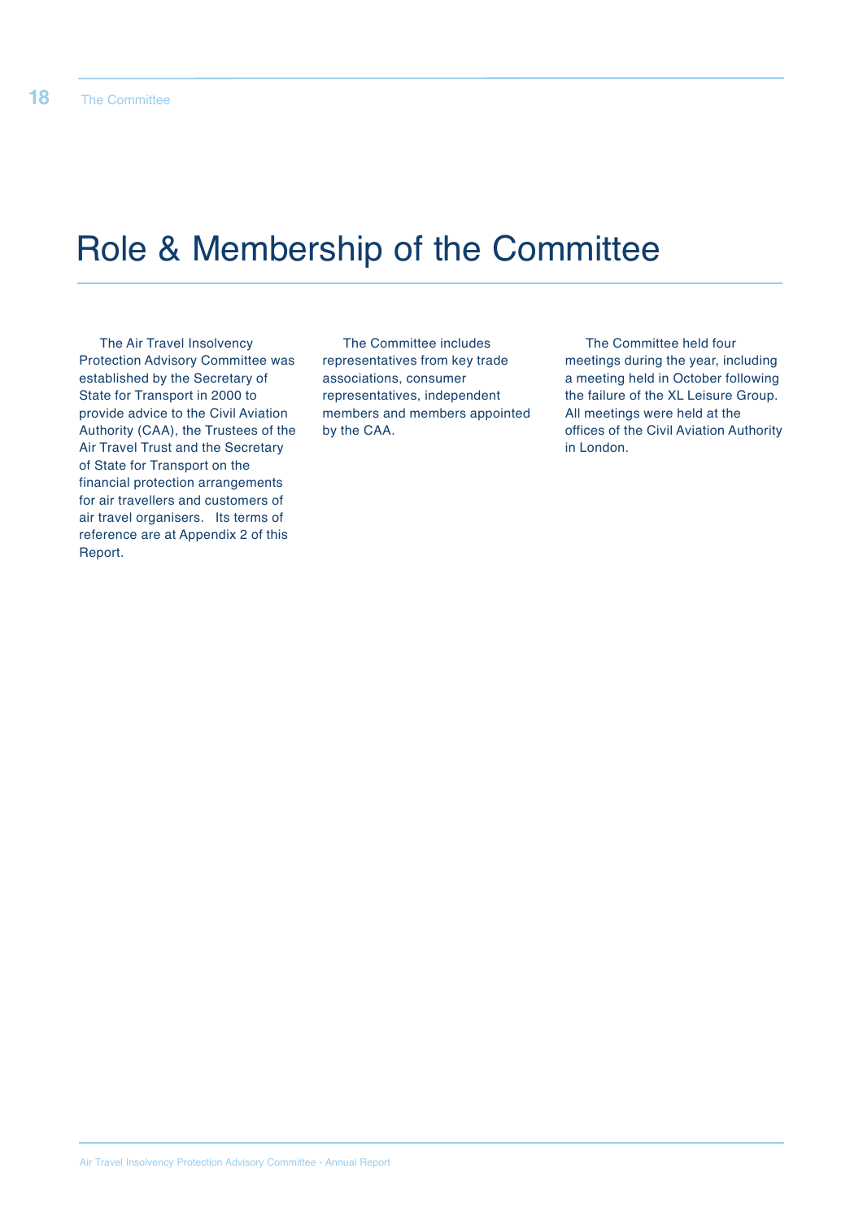# Role & Membership of the Committee

The Air Travel Insolvency Protection Advisory Committee was established by the Secretary of State for Transport in 2000 to provide advice to the Civil Aviation Authority (CAA), the Trustees of the Air Travel Trust and the Secretary of State for Transport on the financial protection arrangements for air travellers and customers of air travel organisers. Its terms of reference are at Appendix 2 of this Report.

The Committee includes representatives from key trade associations, consumer representatives, independent members and members appointed by the CAA.

The Committee held four meetings during the year, including a meeting held in October following the failure of the XL Leisure Group. All meetings were held at the offices of the Civil Aviation Authority in London.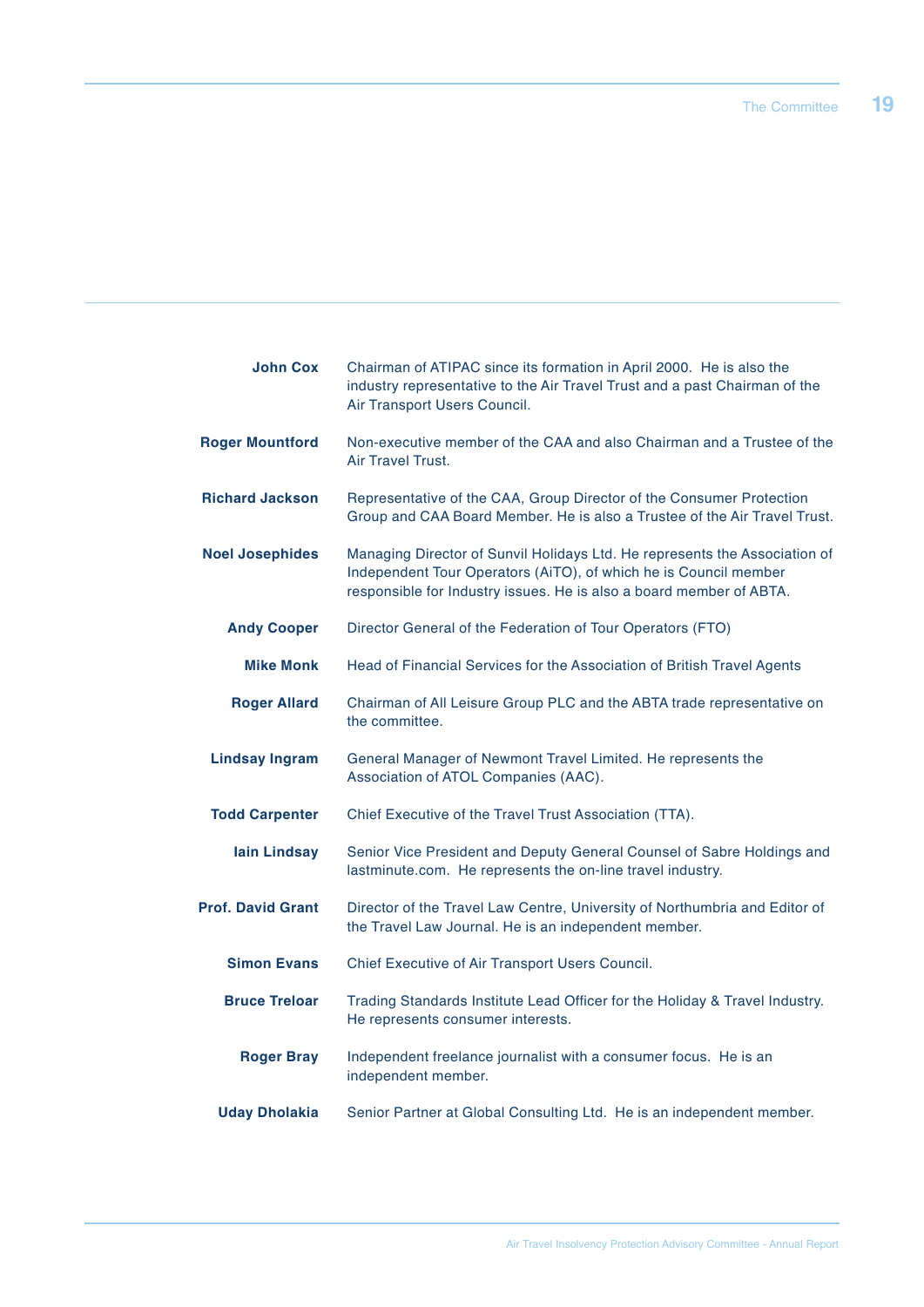**John Cox** Chairman of ATIPAC since its formation in April 2000. He is also the industry representative to the Air Travel Trust and a past Chairman of the Air Transport Users Council.

**Roger Mountford** Non-executive member of the CAA and also Chairman and a Trustee of the Air Travel Trust.

**Richard Jackson** Representative of the CAA, Group Director of the Consumer Protection Group and CAA Board Member. He is also a Trustee of the Air Travel Trust.

**Noel Josephides** Managing Director of Sunvil Holidays Ltd. He represents the Association of Independent Tour Operators (AiTO), of which he is Council member responsible for Industry issues. He is also a board member of ABTA.

**Andy Cooper** Director General of the Federation of Tour Operators (FTO)

**Mike Monk** Head of Financial Services for the Association of British Travel Agents

**Roger Allard** Chairman of All Leisure Group PLC and the ABTA trade representative on the committee.

**Lindsay Ingram** General Manager of Newmont Travel Limited. He represents the Association of ATOL Companies (AAC).

**Todd Carpenter** Chief Executive of the Travel Trust Association (TTA).

**Iain Lindsay** Senior Vice President and Deputy General Counsel of Sabre Holdings and lastminute.com. He represents the on-line travel industry.

**Prof. David Grant** Director of the Travel Law Centre, University of Northumbria and Editor of the Travel Law Journal. He is an independent member.

**Simon Evans** Chief Executive of Air Transport Users Council.

**Bruce Treloar** Trading Standards Institute Lead Officer for the Holiday & Travel Industry. He represents consumer interests.

**Roger Bray** Independent freelance journalist with a consumer focus. He is an independent member.

**Uday Dholakia** Senior Partner at Global Consulting Ltd. He is an independent member.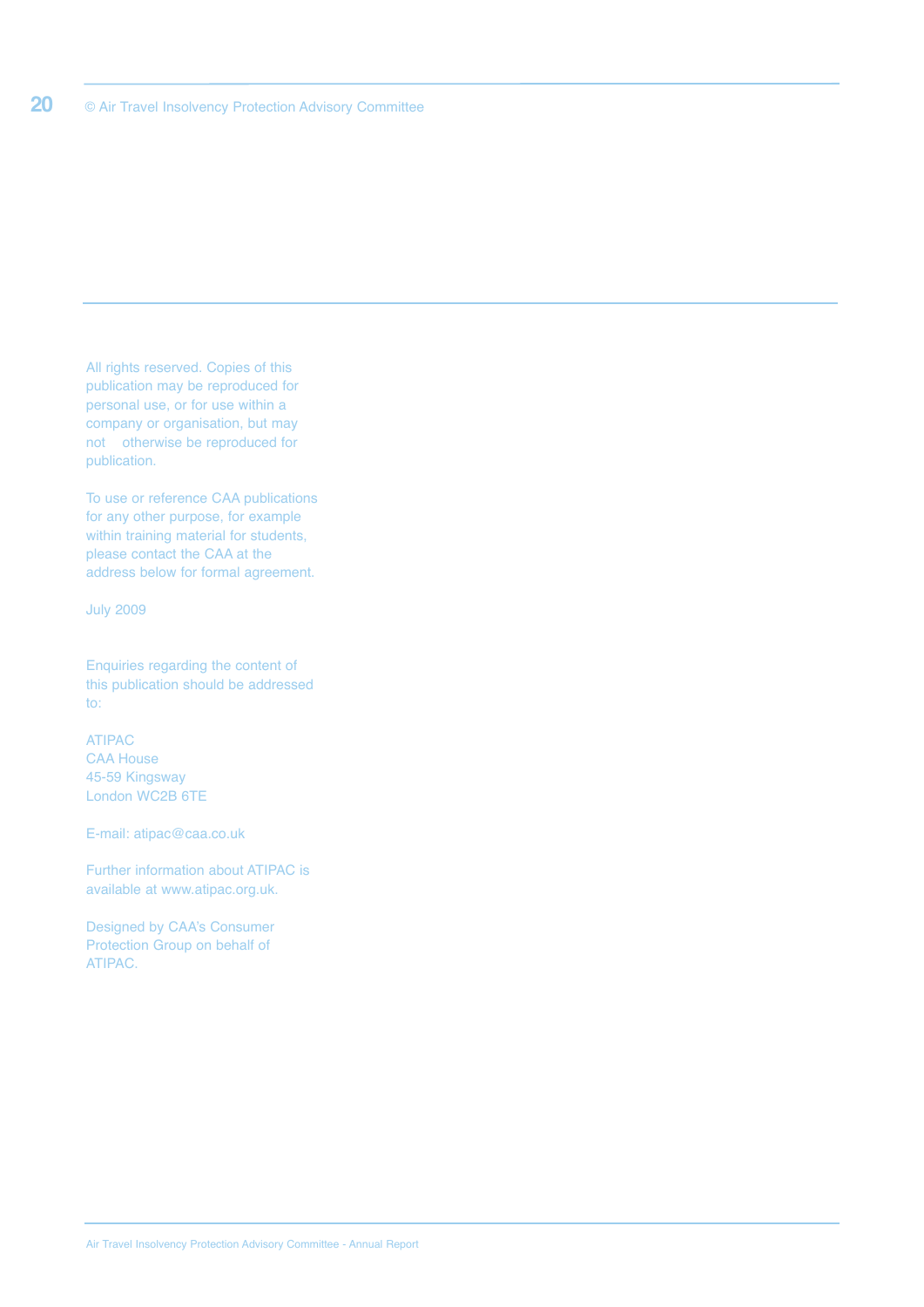© Air Travel Insolvency Protection Advisory Committee

All rights reserved. Copies of this publication may be reproduced for personal use, or for use within a company or organisation, but may not otherwise be reproduced for publication.

To use or reference CAA publications for any other purpose, for example within training material for students, please contact the CAA at the address below for formal agreement.

July 2009

Enquiries regarding the content of this publication should be addressed to:

ATIPAC
CAA House
45-59 Kingsway
London WC2B 6TE

E-mail: atipac@caa.co.uk

Further information about ATIPAC is available at www.atipac.org.uk.

Designed by CAA's Consumer Protection Group on behalf of ATIPAC.